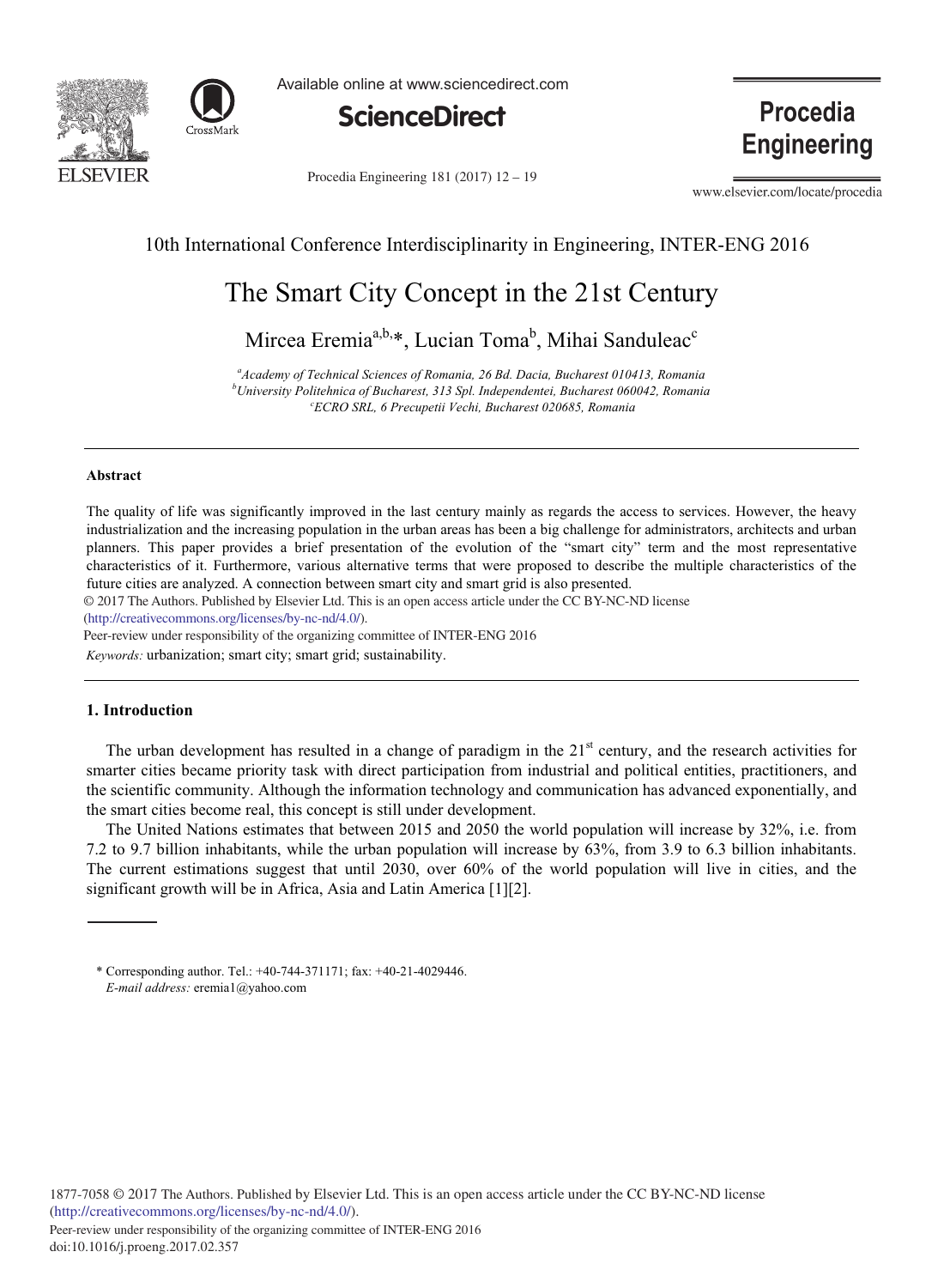10th International Conference Interdisciplinarity in Engineering, INTER-ENG 2016

# The Smart City Concept in the 21st Century

Mircea Eremia[a,b,*], Lucian Toma[b], Mihai Sanduleac[c]

*[a]Academy of Technical Sciences of Romania, 26 Bd. Dacia, Bucharest 010413, Romania*
*[b]University Politehnica of Bucharest, 313 Spl. Independentei, Bucharest 060042, Romania*
*[c]ECRO SRL, 6 Precupetii Vechi, Bucharest 020685, Romania*

---

### Abstract

The quality of life was significantly improved in the last century mainly as regards the access to services. However, the heavy industrialization and the increasing population in the urban areas has been a big challenge for administrators, architects and urban planners. This paper provides a brief presentation of the evolution of the "smart city" term and the most representative characteristics of it. Furthermore, various alternative terms that were proposed to describe the multiple characteristics of the future cities are analyzed. A connection between smart city and smart grid is also presented.

© 2017 The Authors. Published by Elsevier Ltd. This is an open access article under the CC BY-NC-ND license (http://creativecommons.org/licenses/by-nc-nd/4.0/).

Peer-review under responsibility of the organizing committee of INTER-ENG 2016

*Keywords:* urbanization; smart city; smart grid; sustainability.

---

## 1. Introduction

The urban development has resulted in a change of paradigm in the 21st century, and the research activities for smarter cities became priority task with direct participation from industrial and political entities, practitioners, and the scientific community. Although the information technology and communication has advanced exponentially, and the smart cities become real, this concept is still under development.

The United Nations estimates that between 2015 and 2050 the world population will increase by 32%, i.e. from 7.2 to 9.7 billion inhabitants, while the urban population will increase by 63%, from 3.9 to 6.3 billion inhabitants. The current estimations suggest that until 2030, over 60% of the world population will live in cities, and the significant growth will be in Africa, Asia and Latin America [1][2].

---

\* Corresponding author. Tel.: +40-744-371171; fax: +40-21-4029446.
*E-mail address:* eremia1@yahoo.com

1877-7058 © 2017 The Authors. Published by Elsevier Ltd. This is an open access article under the CC BY-NC-ND license (http://creativecommons.org/licenses/by-nc-nd/4.0/).
Peer-review under responsibility of the organizing committee of INTER-ENG 2016
doi:10.1016/j.proeng.2017.02.357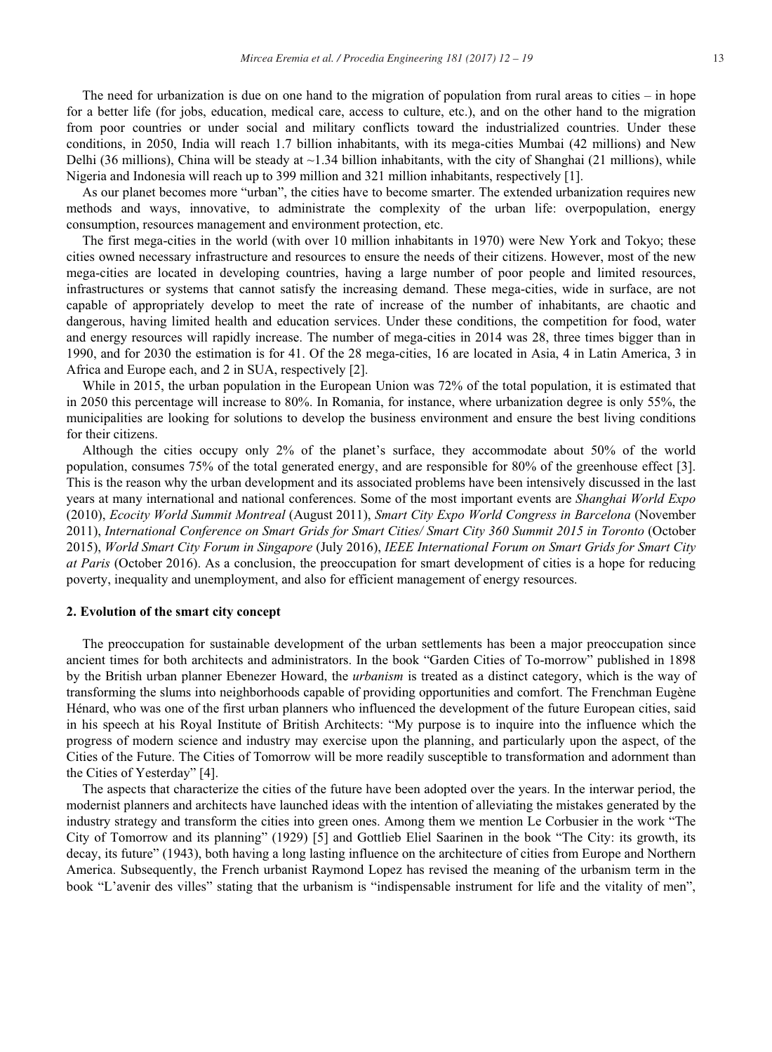The need for urbanization is due on one hand to the migration of population from rural areas to cities – in hope for a better life (for jobs, education, medical care, access to culture, etc.), and on the other hand to the migration from poor countries or under social and military conflicts toward the industrialized countries. Under these conditions, in 2050, India will reach 1.7 billion inhabitants, with its mega-cities Mumbai (42 millions) and New Delhi (36 millions), China will be steady at ~1.34 billion inhabitants, with the city of Shanghai (21 millions), while Nigeria and Indonesia will reach up to 399 million and 321 million inhabitants, respectively [1].

As our planet becomes more "urban", the cities have to become smarter. The extended urbanization requires new methods and ways, innovative, to administrate the complexity of the urban life: overpopulation, energy consumption, resources management and environment protection, etc.

The first mega-cities in the world (with over 10 million inhabitants in 1970) were New York and Tokyo; these cities owned necessary infrastructure and resources to ensure the needs of their citizens. However, most of the new mega-cities are located in developing countries, having a large number of poor people and limited resources, infrastructures or systems that cannot satisfy the increasing demand. These mega-cities, wide in surface, are not capable of appropriately develop to meet the rate of increase of the number of inhabitants, are chaotic and dangerous, having limited health and education services. Under these conditions, the competition for food, water and energy resources will rapidly increase. The number of mega-cities in 2014 was 28, three times bigger than in 1990, and for 2030 the estimation is for 41. Of the 28 mega-cities, 16 are located in Asia, 4 in Latin America, 3 in Africa and Europe each, and 2 in SUA, respectively [2].

While in 2015, the urban population in the European Union was 72% of the total population, it is estimated that in 2050 this percentage will increase to 80%. In Romania, for instance, where urbanization degree is only 55%, the municipalities are looking for solutions to develop the business environment and ensure the best living conditions for their citizens.

Although the cities occupy only 2% of the planet's surface, they accommodate about 50% of the world population, consumes 75% of the total generated energy, and are responsible for 80% of the greenhouse effect [3]. This is the reason why the urban development and its associated problems have been intensively discussed in the last years at many international and national conferences. Some of the most important events are *Shanghai World Expo* (2010), *Ecocity World Summit Montreal* (August 2011), *Smart City Expo World Congress in Barcelona* (November 2011), *International Conference on Smart Grids for Smart Cities/ Smart City 360 Summit 2015 in Toronto* (October 2015), *World Smart City Forum in Singapore* (July 2016), *IEEE International Forum on Smart Grids for Smart City at Paris* (October 2016). As a conclusion, the preoccupation for smart development of cities is a hope for reducing poverty, inequality and unemployment, and also for efficient management of energy resources.

## 2. Evolution of the smart city concept

The preoccupation for sustainable development of the urban settlements has been a major preoccupation since ancient times for both architects and administrators. In the book "Garden Cities of To-morrow" published in 1898 by the British urban planner Ebenezer Howard, the *urbanism* is treated as a distinct category, which is the way of transforming the slums into neighborhoods capable of providing opportunities and comfort. The Frenchman Eugène Hénard, who was one of the first urban planners who influenced the development of the future European cities, said in his speech at his Royal Institute of British Architects: "My purpose is to inquire into the influence which the progress of modern science and industry may exercise upon the planning, and particularly upon the aspect, of the Cities of the Future. The Cities of Tomorrow will be more readily susceptible to transformation and adornment than the Cities of Yesterday" [4].

The aspects that characterize the cities of the future have been adopted over the years. In the interwar period, the modernist planners and architects have launched ideas with the intention of alleviating the mistakes generated by the industry strategy and transform the cities into green ones. Among them we mention Le Corbusier in the work "The City of Tomorrow and its planning" (1929) [5] and Gottlieb Eliel Saarinen in the book "The City: its growth, its decay, its future" (1943), both having a long lasting influence on the architecture of cities from Europe and Northern America. Subsequently, the French urbanist Raymond Lopez has revised the meaning of the urbanism term in the book "L'avenir des villes" stating that the urbanism is "indispensable instrument for life and the vitality of men",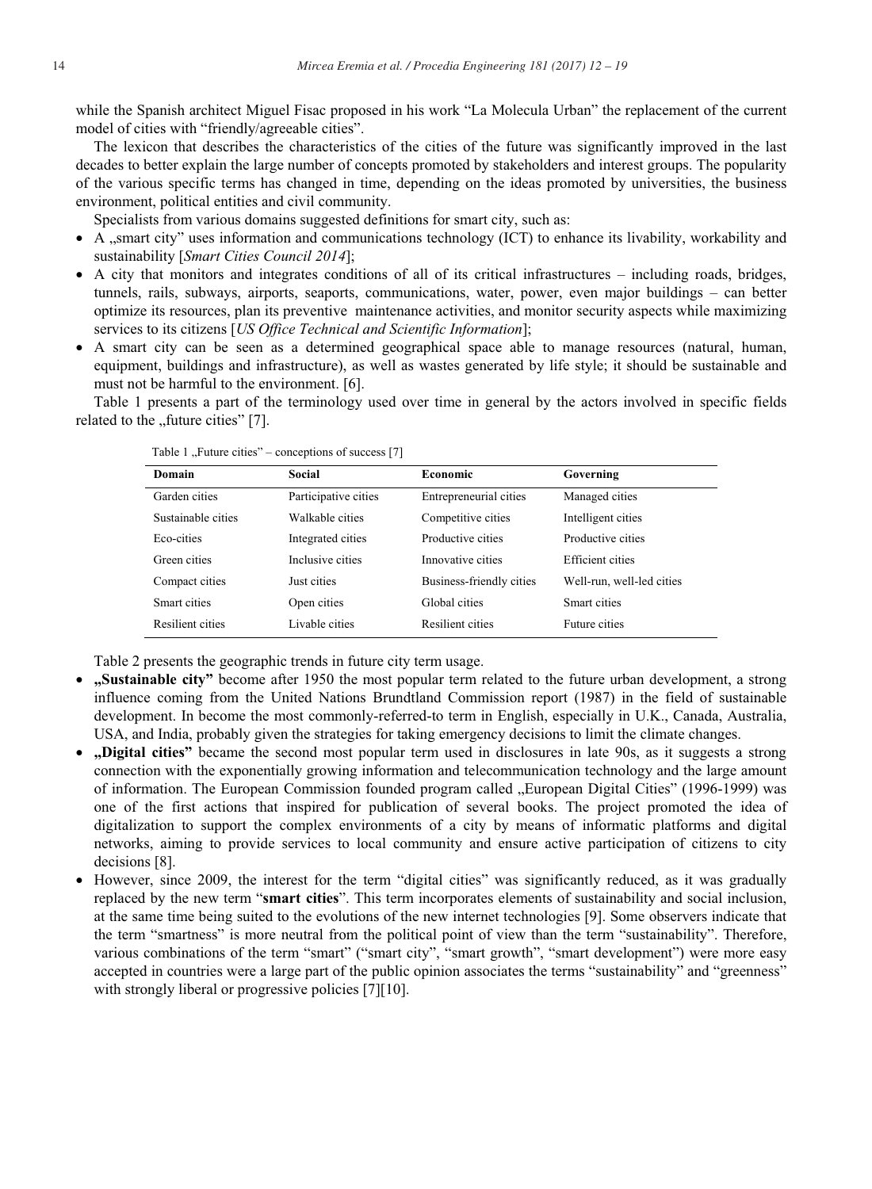while the Spanish architect Miguel Fisac proposed in his work "La Molecula Urban" the replacement of the current model of cities with "friendly/agreeable cities".

The lexicon that describes the characteristics of the cities of the future was significantly improved in the last decades to better explain the large number of concepts promoted by stakeholders and interest groups. The popularity of the various specific terms has changed in time, depending on the ideas promoted by universities, the business environment, political entities and civil community.

Specialists from various domains suggested definitions for smart city, such as:

- A „smart city" uses information and communications technology (ICT) to enhance its livability, workability and sustainability [*Smart Cities Council 2014*];
- A city that monitors and integrates conditions of all of its critical infrastructures – including roads, bridges, tunnels, rails, subways, airports, seaports, communications, water, power, even major buildings – can better optimize its resources, plan its preventive maintenance activities, and monitor security aspects while maximizing services to its citizens [*US Office Technical and Scientific Information*];
- A smart city can be seen as a determined geographical space able to manage resources (natural, human, equipment, buildings and infrastructure), as well as wastes generated by life style; it should be sustainable and must not be harmful to the environment. [6].

Table 1 presents a part of the terminology used over time in general by the actors involved in specific fields related to the „future cities" [7].

Table 1 „Future cities" – conceptions of success [7]

| Domain | Social | Economic | Governing |
|---|---|---|---|
| Garden cities | Participative cities | Entrepreneurial cities | Managed cities |
| Sustainable cities | Walkable cities | Competitive cities | Intelligent cities |
| Eco-cities | Integrated cities | Productive cities | Productive cities |
| Green cities | Inclusive cities | Innovative cities | Efficient cities |
| Compact cities | Just cities | Business-friendly cities | Well-run, well-led cities |
| Smart cities | Open cities | Global cities | Smart cities |
| Resilient cities | Livable cities | Resilient cities | Future cities |

Table 2 presents the geographic trends in future city term usage.

- **„Sustainable city"** become after 1950 the most popular term related to the future urban development, a strong influence coming from the United Nations Brundtland Commission report (1987) in the field of sustainable development. In become the most commonly-referred-to term in English, especially in U.K., Canada, Australia, USA, and India, probably given the strategies for taking emergency decisions to limit the climate changes.
- **„Digital cities"** became the second most popular term used in disclosures in late 90s, as it suggests a strong connection with the exponentially growing information and telecommunication technology and the large amount of information. The European Commission founded program called „European Digital Cities" (1996-1999) was one of the first actions that inspired for publication of several books. The project promoted the idea of digitalization to support the complex environments of a city by means of informatic platforms and digital networks, aiming to provide services to local community and ensure active participation of citizens to city decisions [8].
- However, since 2009, the interest for the term "digital cities" was significantly reduced, as it was gradually replaced by the new term "**smart cities**". This term incorporates elements of sustainability and social inclusion, at the same time being suited to the evolutions of the new internet technologies [9]. Some observers indicate that the term "smartness" is more neutral from the political point of view than the term "sustainability". Therefore, various combinations of the term "smart" ("smart city", "smart growth", "smart development") were more easy accepted in countries were a large part of the public opinion associates the terms "sustainability" and "greenness" with strongly liberal or progressive policies [7][10].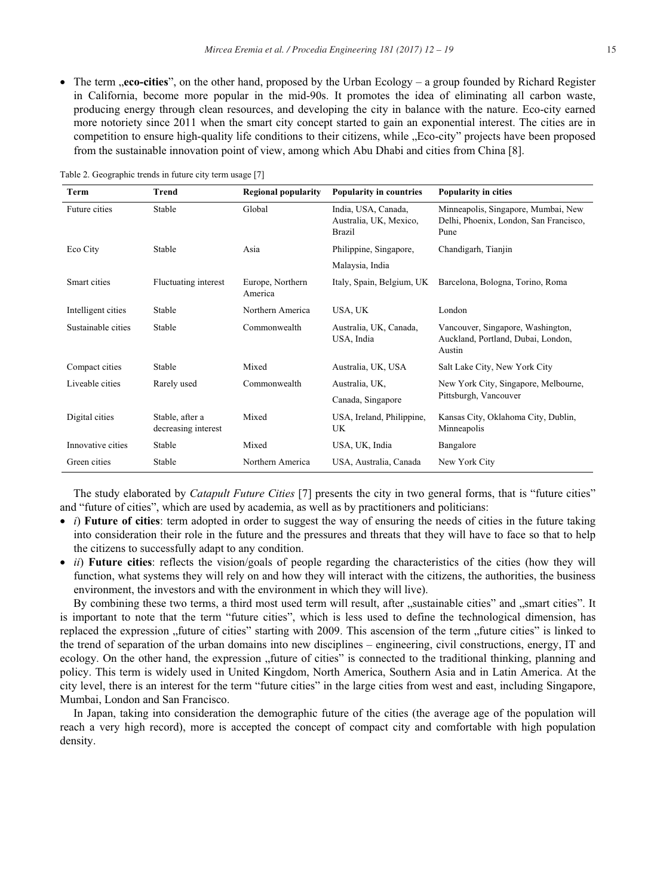- The term „**eco-cities**", on the other hand, proposed by the Urban Ecology – a group founded by Richard Register in California, become more popular in the mid-90s. It promotes the idea of eliminating all carbon waste, producing energy through clean resources, and developing the city in balance with the nature. Eco-city earned more notoriety since 2011 when the smart city concept started to gain an exponential interest. The cities are in competition to ensure high-quality life conditions to their citizens, while „Eco-city" projects have been proposed from the sustainable innovation point of view, among which Abu Dhabi and cities from China [8].

Table 2. Geographic trends in future city term usage [7]

| Term | Trend | Regional popularity | Popularity in countries | Popularity in cities |
|---|---|---|---|---|
| Future cities | Stable | Global | India, USA, Canada, Australia, UK, Mexico, Brazil | Minneapolis, Singapore, Mumbai, New Delhi, Phoenix, London, San Francisco, Pune |
| Eco City | Stable | Asia | Philippine, Singapore, Malaysia, India | Chandigarh, Tianjin |
| Smart cities | Fluctuating interest | Europe, Northern America | Italy, Spain, Belgium, UK | Barcelona, Bologna, Torino, Roma |
| Intelligent cities | Stable | Northern America | USA, UK | London |
| Sustainable cities | Stable | Commonwealth | Australia, UK, Canada, USA, India | Vancouver, Singapore, Washington, Auckland, Portland, Dubai, London, Austin |
| Compact cities | Stable | Mixed | Australia, UK, USA | Salt Lake City, New York City |
| Liveable cities | Rarely used | Commonwealth | Australia, UK, Canada, Singapore | New York City, Singapore, Melbourne, Pittsburgh, Vancouver |
| Digital cities | Stable, after a decreasing interest | Mixed | USA, Ireland, Philippine, UK | Kansas City, Oklahoma City, Dublin, Minneapolis |
| Innovative cities | Stable | Mixed | USA, UK, India | Bangalore |
| Green cities | Stable | Northern America | USA, Australia, Canada | New York City |

The study elaborated by *Catapult Future Cities* [7] presents the city in two general forms, that is "future cities" and "future of cities", which are used by academia, as well as by practitioners and politicians:

- *i*) **Future of cities**: term adopted in order to suggest the way of ensuring the needs of cities in the future taking into consideration their role in the future and the pressures and threats that they will have to face so that to help the citizens to successfully adapt to any condition.
- *ii*) **Future cities**: reflects the vision/goals of people regarding the characteristics of the cities (how they will function, what systems they will rely on and how they will interact with the citizens, the authorities, the business environment, the investors and with the environment in which they will live).

By combining these two terms, a third most used term will result, after „sustainable cities" and „smart cities". It is important to note that the term "future cities", which is less used to define the technological dimension, has replaced the expression „future of cities" starting with 2009. This ascension of the term „future cities" is linked to the trend of separation of the urban domains into new disciplines – engineering, civil constructions, energy, IT and ecology. On the other hand, the expression „future of cities" is connected to the traditional thinking, planning and policy. This term is widely used in United Kingdom, North America, Southern Asia and in Latin America. At the city level, there is an interest for the term "future cities" in the large cities from west and east, including Singapore, Mumbai, London and San Francisco.

In Japan, taking into consideration the demographic future of the cities (the average age of the population will reach a very high record), more is accepted the concept of compact city and comfortable with high population density.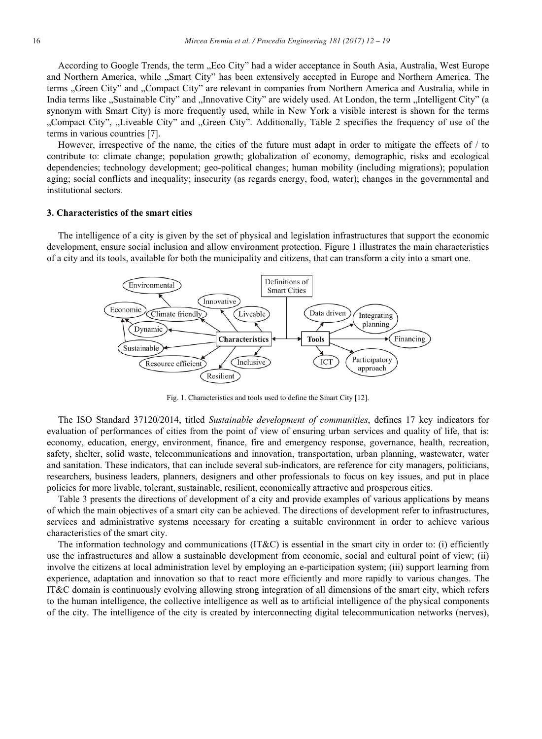According to Google Trends, the term „Eco City" had a wider acceptance in South Asia, Australia, West Europe and Northern America, while „Smart City" has been extensively accepted in Europe and Northern America. The terms „Green City" and „Compact City" are relevant in companies from Northern America and Australia, while in India terms like „Sustainable City" and „Innovative City" are widely used. At London, the term „Intelligent City" (a synonym with Smart City) is more frequently used, while in New York a visible interest is shown for the terms „Compact City", „Liveable City" and „Green City". Additionally, Table 2 specifies the frequency of use of the terms in various countries [7].

However, irrespective of the name, the cities of the future must adapt in order to mitigate the effects of / to contribute to: climate change; population growth; globalization of economy, demographic, risks and ecological dependencies; technology development; geo-political changes; human mobility (including migrations); population aging; social conflicts and inequality; insecurity (as regards energy, food, water); changes in the governmental and institutional sectors.

### 3. Characteristics of the smart cities

The intelligence of a city is given by the set of physical and legislation infrastructures that support the economic development, ensure social inclusion and allow environment protection. Figure 1 illustrates the main characteristics of a city and its tools, available for both the municipality and citizens, that can transform a city into a smart one.

Fig. 1. Characteristics and tools used to define the Smart City [12].

The ISO Standard 37120/2014, titled *Sustainable development of communities*, defines 17 key indicators for evaluation of performances of cities from the point of view of ensuring urban services and quality of life, that is: economy, education, energy, environment, finance, fire and emergency response, governance, health, recreation, safety, shelter, solid waste, telecommunications and innovation, transportation, urban planning, wastewater, water and sanitation. These indicators, that can include several sub-indicators, are reference for city managers, politicians, researchers, business leaders, planners, designers and other professionals to focus on key issues, and put in place policies for more livable, tolerant, sustainable, resilient, economically attractive and prosperous cities.

Table 3 presents the directions of development of a city and provide examples of various applications by means of which the main objectives of a smart city can be achieved. The directions of development refer to infrastructures, services and administrative systems necessary for creating a suitable environment in order to achieve various characteristics of the smart city.

The information technology and communications (IT&C) is essential in the smart city in order to: (i) efficiently use the infrastructures and allow a sustainable development from economic, social and cultural point of view; (ii) involve the citizens at local administration level by employing an e-participation system; (iii) support learning from experience, adaptation and innovation so that to react more efficiently and more rapidly to various changes. The IT&C domain is continuously evolving allowing strong integration of all dimensions of the smart city, which refers to the human intelligence, the collective intelligence as well as to artificial intelligence of the physical components of the city. The intelligence of the city is created by interconnecting digital telecommunication networks (nerves),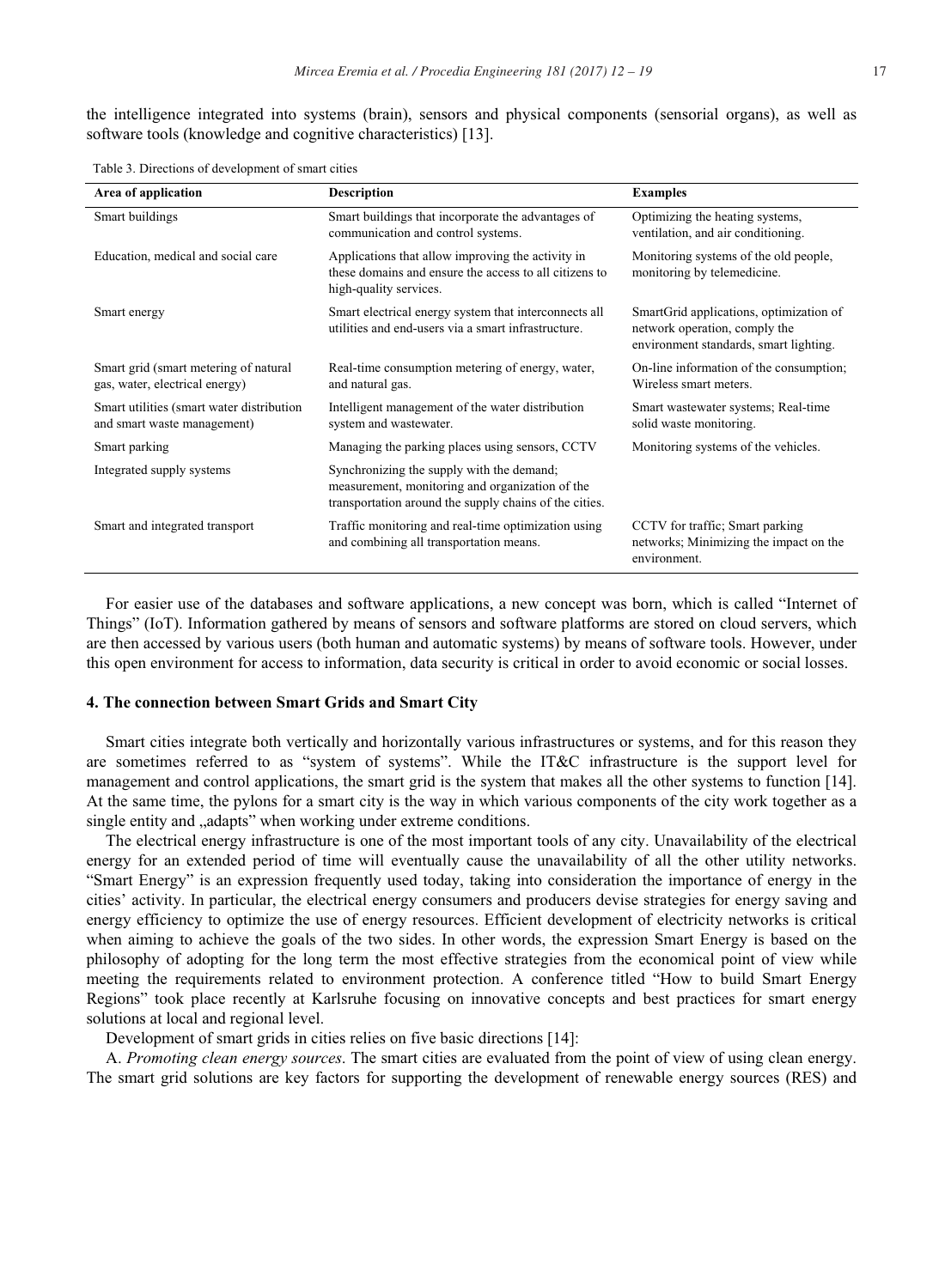the intelligence integrated into systems (brain), sensors and physical components (sensorial organs), as well as software tools (knowledge and cognitive characteristics) [13].

Table 3. Directions of development of smart cities

| Area of application | Description | Examples |
|---|---|---|
| Smart buildings | Smart buildings that incorporate the advantages of communication and control systems. | Optimizing the heating systems, ventilation, and air conditioning. |
| Education, medical and social care | Applications that allow improving the activity in these domains and ensure the access to all citizens to high-quality services. | Monitoring systems of the old people, monitoring by telemedicine. |
| Smart energy | Smart electrical energy system that interconnects all utilities and end-users via a smart infrastructure. | SmartGrid applications, optimization of network operation, comply the environment standards, smart lighting. |
| Smart grid (smart metering of natural gas, water, electrical energy) | Real-time consumption metering of energy, water, and natural gas. | On-line information of the consumption; Wireless smart meters. |
| Smart utilities (smart water distribution and smart waste management) | Intelligent management of the water distribution system and wastewater. | Smart wastewater systems; Real-time solid waste monitoring. |
| Smart parking | Managing the parking places using sensors, CCTV | Monitoring systems of the vehicles. |
| Integrated supply systems | Synchronizing the supply with the demand; measurement, monitoring and organization of the transportation around the supply chains of the cities. | |
| Smart and integrated transport | Traffic monitoring and real-time optimization using and combining all transportation means. | CCTV for traffic; Smart parking networks; Minimizing the impact on the environment. |

For easier use of the databases and software applications, a new concept was born, which is called "Internet of Things" (IoT). Information gathered by means of sensors and software platforms are stored on cloud servers, which are then accessed by various users (both human and automatic systems) by means of software tools. However, under this open environment for access to information, data security is critical in order to avoid economic or social losses.

## 4. The connection between Smart Grids and Smart City

Smart cities integrate both vertically and horizontally various infrastructures or systems, and for this reason they are sometimes referred to as "system of systems". While the IT&C infrastructure is the support level for management and control applications, the smart grid is the system that makes all the other systems to function [14]. At the same time, the pylons for a smart city is the way in which various components of the city work together as a single entity and „adapts" when working under extreme conditions.

The electrical energy infrastructure is one of the most important tools of any city. Unavailability of the electrical energy for an extended period of time will eventually cause the unavailability of all the other utility networks. "Smart Energy" is an expression frequently used today, taking into consideration the importance of energy in the cities' activity. In particular, the electrical energy consumers and producers devise strategies for energy saving and energy efficiency to optimize the use of energy resources. Efficient development of electricity networks is critical when aiming to achieve the goals of the two sides. In other words, the expression Smart Energy is based on the philosophy of adopting for the long term the most effective strategies from the economical point of view while meeting the requirements related to environment protection. A conference titled "How to build Smart Energy Regions" took place recently at Karlsruhe focusing on innovative concepts and best practices for smart energy solutions at local and regional level.

Development of smart grids in cities relies on five basic directions [14]:

A. *Promoting clean energy sources*. The smart cities are evaluated from the point of view of using clean energy. The smart grid solutions are key factors for supporting the development of renewable energy sources (RES) and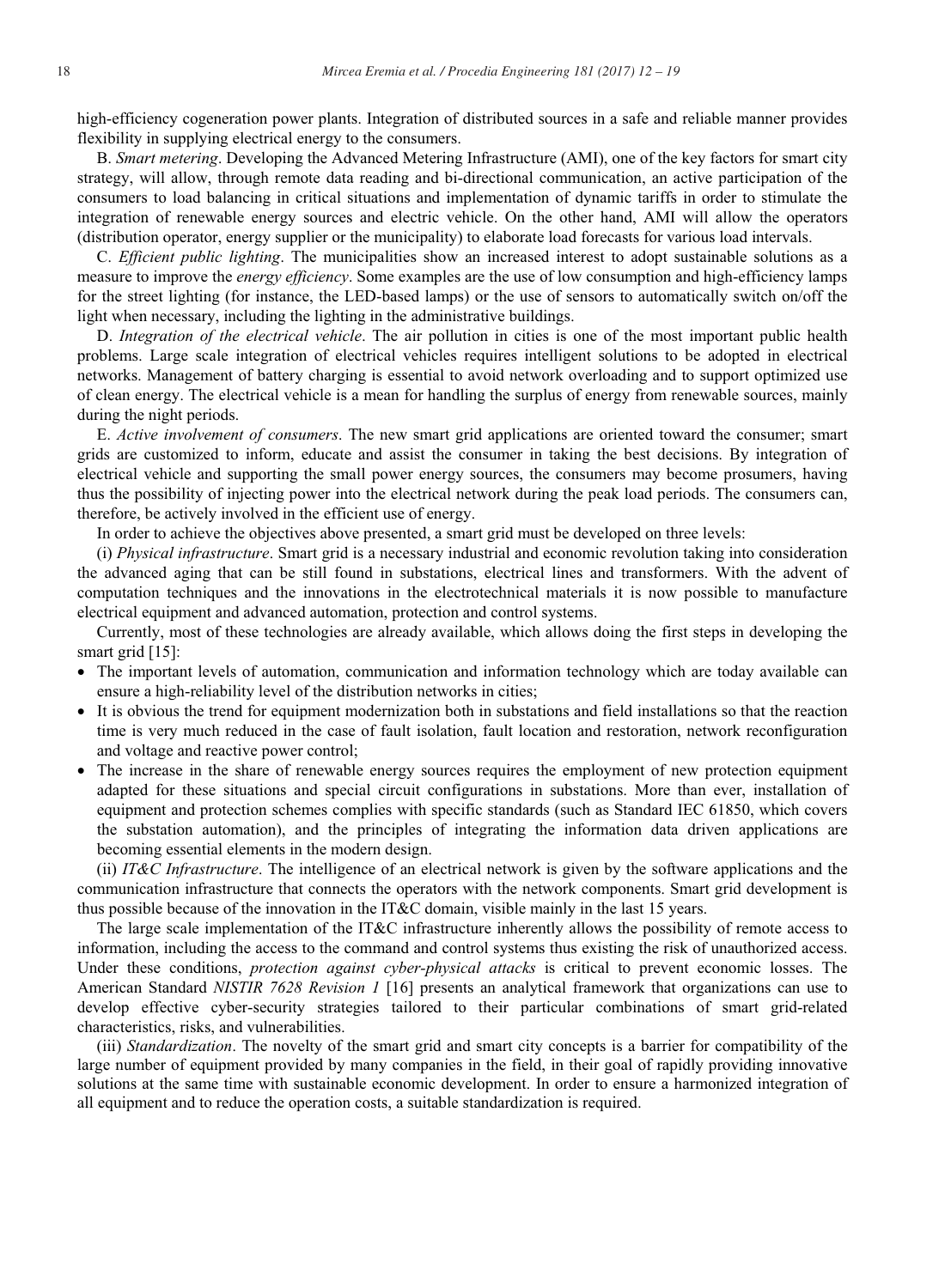high-efficiency cogeneration power plants. Integration of distributed sources in a safe and reliable manner provides flexibility in supplying electrical energy to the consumers.

B. *Smart metering*. Developing the Advanced Metering Infrastructure (AMI), one of the key factors for smart city strategy, will allow, through remote data reading and bi-directional communication, an active participation of the consumers to load balancing in critical situations and implementation of dynamic tariffs in order to stimulate the integration of renewable energy sources and electric vehicle. On the other hand, AMI will allow the operators (distribution operator, energy supplier or the municipality) to elaborate load forecasts for various load intervals.

C. *Efficient public lighting*. The municipalities show an increased interest to adopt sustainable solutions as a measure to improve the *energy efficiency*. Some examples are the use of low consumption and high-efficiency lamps for the street lighting (for instance, the LED-based lamps) or the use of sensors to automatically switch on/off the light when necessary, including the lighting in the administrative buildings.

D. *Integration of the electrical vehicle*. The air pollution in cities is one of the most important public health problems. Large scale integration of electrical vehicles requires intelligent solutions to be adopted in electrical networks. Management of battery charging is essential to avoid network overloading and to support optimized use of clean energy. The electrical vehicle is a mean for handling the surplus of energy from renewable sources, mainly during the night periods.

E. *Active involvement of consumers*. The new smart grid applications are oriented toward the consumer; smart grids are customized to inform, educate and assist the consumer in taking the best decisions. By integration of electrical vehicle and supporting the small power energy sources, the consumers may become prosumers, having thus the possibility of injecting power into the electrical network during the peak load periods. The consumers can, therefore, be actively involved in the efficient use of energy.

In order to achieve the objectives above presented, a smart grid must be developed on three levels:

(i) *Physical infrastructure*. Smart grid is a necessary industrial and economic revolution taking into consideration the advanced aging that can be still found in substations, electrical lines and transformers. With the advent of computation techniques and the innovations in the electrotechnical materials it is now possible to manufacture electrical equipment and advanced automation, protection and control systems.

Currently, most of these technologies are already available, which allows doing the first steps in developing the smart grid [15]:

- The important levels of automation, communication and information technology which are today available can ensure a high-reliability level of the distribution networks in cities;
- It is obvious the trend for equipment modernization both in substations and field installations so that the reaction time is very much reduced in the case of fault isolation, fault location and restoration, network reconfiguration and voltage and reactive power control;
- The increase in the share of renewable energy sources requires the employment of new protection equipment adapted for these situations and special circuit configurations in substations. More than ever, installation of equipment and protection schemes complies with specific standards (such as Standard IEC 61850, which covers the substation automation), and the principles of integrating the information data driven applications are becoming essential elements in the modern design.

(ii) *IT&C Infrastructure*. The intelligence of an electrical network is given by the software applications and the communication infrastructure that connects the operators with the network components. Smart grid development is thus possible because of the innovation in the IT&C domain, visible mainly in the last 15 years.

The large scale implementation of the IT&C infrastructure inherently allows the possibility of remote access to information, including the access to the command and control systems thus existing the risk of unauthorized access. Under these conditions, *protection against cyber-physical attacks* is critical to prevent economic losses. The American Standard *NISTIR 7628 Revision 1* [16] presents an analytical framework that organizations can use to develop effective cyber-security strategies tailored to their particular combinations of smart grid-related characteristics, risks, and vulnerabilities.

(iii) *Standardization*. The novelty of the smart grid and smart city concepts is a barrier for compatibility of the large number of equipment provided by many companies in the field, in their goal of rapidly providing innovative solutions at the same time with sustainable economic development. In order to ensure a harmonized integration of all equipment and to reduce the operation costs, a suitable standardization is required.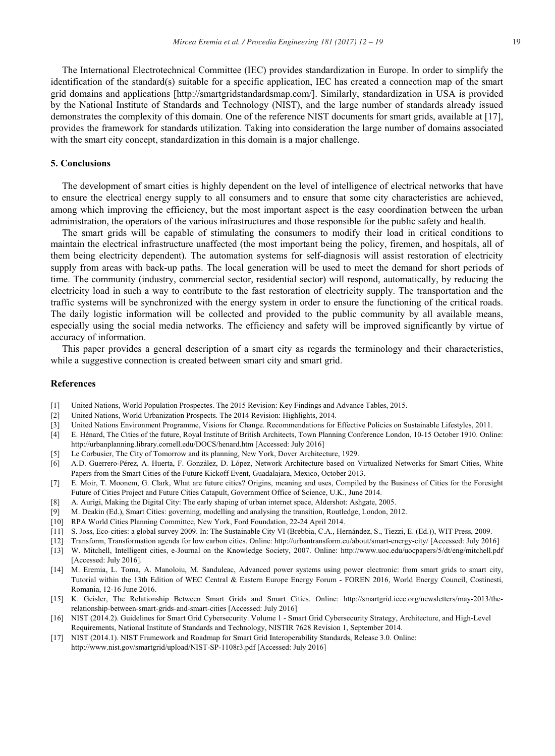The International Electrotechnical Committee (IEC) provides standardization in Europe. In order to simplify the identification of the standard(s) suitable for a specific application, IEC has created a connection map of the smart grid domains and applications [http://smartgridstandardsmap.com/]. Similarly, standardization in USA is provided by the National Institute of Standards and Technology (NIST), and the large number of standards already issued demonstrates the complexity of this domain. One of the reference NIST documents for smart grids, available at [17], provides the framework for standards utilization. Taking into consideration the large number of domains associated with the smart city concept, standardization in this domain is a major challenge.

## 5. Conclusions

The development of smart cities is highly dependent on the level of intelligence of electrical networks that have to ensure the electrical energy supply to all consumers and to ensure that some city characteristics are achieved, among which improving the efficiency, but the most important aspect is the easy coordination between the urban administration, the operators of the various infrastructures and those responsible for the public safety and health.

The smart grids will be capable of stimulating the consumers to modify their load in critical conditions to maintain the electrical infrastructure unaffected (the most important being the policy, firemen, and hospitals, all of them being electricity dependent). The automation systems for self-diagnosis will assist restoration of electricity supply from areas with back-up paths. The local generation will be used to meet the demand for short periods of time. The community (industry, commercial sector, residential sector) will respond, automatically, by reducing the electricity load in such a way to contribute to the fast restoration of electricity supply. The transportation and the traffic systems will be synchronized with the energy system in order to ensure the functioning of the critical roads. The daily logistic information will be collected and provided to the public community by all available means, especially using the social media networks. The efficiency and safety will be improved significantly by virtue of accuracy of information.

This paper provides a general description of a smart city as regards the terminology and their characteristics, while a suggestive connection is created between smart city and smart grid.

## References

[1] United Nations, World Population Prospectes. The 2015 Revision: Key Findings and Advance Tables, 2015.

[2] United Nations, World Urbanization Prospects. The 2014 Revision: Highlights, 2014.

[3] United Nations Environment Programme, Visions for Change. Recommendations for Effective Policies on Sustainable Lifestyles, 2011.

[4] E. Hénard, The Cities of the future, Royal Institute of British Architects, Town Planning Conference London, 10-15 October 1910. Online: http://urbanplanning.library.cornell.edu/DOCS/henard.htm [Accessed: July 2016]

[5] Le Corbusier, The City of Tomorrow and its planning, New York, Dover Architecture, 1929.

[6] A.D. Guerrero-Pérez, A. Huerta, F. González, D. López, Network Architecture based on Virtualized Networks for Smart Cities, White Papers from the Smart Cities of the Future Kickoff Event, Guadalajara, Mexico, October 2013.

[7] E. Moir, T. Moonem, G. Clark, What are future cities? Origins, meaning and uses, Compiled by the Business of Cities for the Foresight Future of Cities Project and Future Cities Catapult, Government Office of Science, U.K., June 2014.

[8] A. Aurigi, Making the Digital City: The early shaping of urban internet space, Aldershot: Ashgate, 2005.

[9] M. Deakin (Ed.), Smart Cities: governing, modelling and analysing the transition, Routledge, London, 2012.

[10] RPA World Cities Planning Committee, New York, Ford Foundation, 22-24 April 2014.

[11] S. Joss, Eco-cities: a global survey 2009. In: The Sustainable City VI (Brebbia, C.A., Hernández, S., Tiezzi, E. (Ed.)), WIT Press, 2009.

[12] Transform, Transformation agenda for low carbon cities. Online: http://urbantransform.eu/about/smart-energy-city/ [Accessed: July 2016]

[13] W. Mitchell, Intelligent cities, e-Journal on the Knowledge Society, 2007. Online: http://www.uoc.edu/uocpapers/5/dt/eng/mitchell.pdf [Accessed: July 2016].

[14] M. Eremia, L. Toma, A. Manoloiu, M. Sanduleac, Advanced power systems using power electronic: from smart grids to smart city, Tutorial within the 13th Edition of WEC Central & Eastern Europe Energy Forum - FOREN 2016, World Energy Council, Costinesti, Romania, 12-16 June 2016.

[15] K. Geisler, The Relationship Between Smart Grids and Smart Cities. Online: http://smartgrid.ieee.org/newsletters/may-2013/the-relationship-between-smart-grids-and-smart-cities [Accessed: July 2016]

[16] NIST (2014.2). Guidelines for Smart Grid Cybersecurity. Volume 1 - Smart Grid Cybersecurity Strategy, Architecture, and High-Level Requirements, National Institute of Standards and Technology, NISTIR 7628 Revision 1, September 2014.

[17] NIST (2014.1). NIST Framework and Roadmap for Smart Grid Interoperability Standards, Release 3.0. Online: http://www.nist.gov/smartgrid/upload/NIST-SP-1108r3.pdf [Accessed: July 2016]